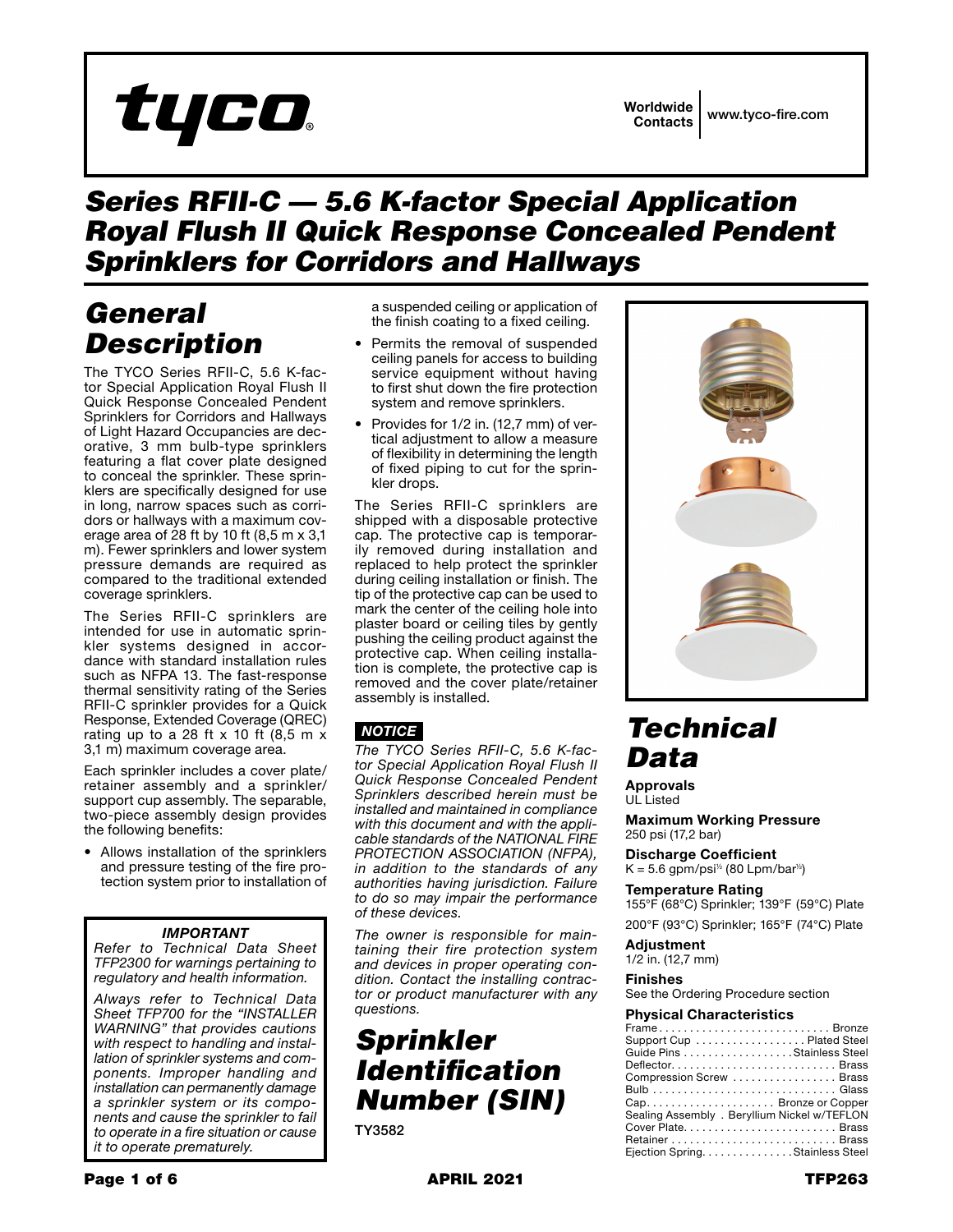tyco®

Worldwide Contacts | www.tyco-fire.com

# Series RFII-C — 5.6 K-factor Special Application Royal Flush II Quick Response Concealed Pendent Sprinklers for Corridors and Hallways

## General Description

The TYCO Series RFII-C, 5.6 K-factor Special Application Royal Flush II Quick Response Concealed Pendent Sprinklers for Corridors and Hallways of Light Hazard Occupancies are decorative, 3 mm bulb-type sprinklers featuring a flat cover plate designed to conceal the sprinkler. These sprinklers are specifically designed for use in long, narrow spaces such as corridors or hallways with a maximum coverage area of 28 ft by 10 ft (8,5 m x 3,1 m). Fewer sprinklers and lower system pressure demands are required as compared to the traditional extended coverage sprinklers.

The Series RFII-C sprinklers are intended for use in automatic sprinkler systems designed in accordance with standard installation rules such as NFPA 13. The fast-response thermal sensitivity rating of the Series RFII-C sprinkler provides for a Quick Response, Extended Coverage (QREC) rating up to a 28 ft x 10 ft (8,5 m x 3,1 m) maximum coverage area.

Each sprinkler includes a cover plate/retainer assembly and a sprinkler/support cup assembly. The separable, two-piece assembly design provides the following benefits:

- Allows installation of the sprinklers and pressure testing of the fire protection system prior to installation of a suspended ceiling or application of the finish coating to a fixed ceiling.
- Permits the removal of suspended ceiling panels for access to building service equipment without having to first shut down the fire protection system and remove sprinklers.
- Provides for 1/2 in. (12,7 mm) of vertical adjustment to allow a measure of flexibility in determining the length of fixed piping to cut for the sprinkler drops.

The Series RFII-C sprinklers are shipped with a disposable protective cap. The protective cap is temporarily removed during installation and replaced to help protect the sprinkler during ceiling installation or finish. The tip of the protective cap can be used to mark the center of the ceiling hole into plaster board or ceiling tiles by gently pushing the ceiling product against the protective cap. When ceiling installation is complete, the protective cap is removed and the cover plate/retainer assembly is installed.

**IMPORTANT**

*Refer to Technical Data Sheet TFP2300 for warnings pertaining to regulatory and health information.*

*Always refer to Technical Data Sheet TFP700 for the "INSTALLER WARNING" that provides cautions with respect to handling and installation of sprinkler systems and components. Improper handling and installation can permanently damage a sprinkler system or its components and cause the sprinkler to fail to operate in a fire situation or cause it to operate prematurely.*

***NOTICE***

*The TYCO Series RFII-C, 5.6 K-factor Special Application Royal Flush II Quick Response Concealed Pendent Sprinklers described herein must be installed and maintained in compliance with this document and with the applicable standards of the NATIONAL FIRE PROTECTION ASSOCIATION (NFPA), in addition to the standards of any authorities having jurisdiction. Failure to do so may impair the performance of these devices.*

*The owner is responsible for maintaining their fire protection system and devices in proper operating condition. Contact the installing contractor or product manufacturer with any questions.*

## Sprinkler Identification Number (SIN)

TY3582

## Technical Data

**Approvals**
UL Listed

**Maximum Working Pressure**
250 psi (17,2 bar)

**Discharge Coefficient**
K = 5.6 gpm/psi$^{1/2}$ (80 Lpm/bar$^{1/2}$)

**Temperature Rating**
155°F (68°C) Sprinkler; 139°F (59°C) Plate
200°F (93°C) Sprinkler; 165°F (74°C) Plate

**Adjustment**
1/2 in. (12,7 mm)

**Finishes**
See the Ordering Procedure section

**Physical Characteristics**

| Component | Material |
|---|---|
| Frame | Bronze |
| Support Cup | Plated Steel |
| Guide Pins | Stainless Steel |
| Deflector | Brass |
| Compression Screw | Brass |
| Bulb | Glass |
| Cap | Bronze or Copper |
| Sealing Assembly | Beryllium Nickel w/TEFLON |
| Cover Plate | Brass |
| Retainer | Brass |
| Ejection Spring | Stainless Steel |

APRIL 2021 TFP263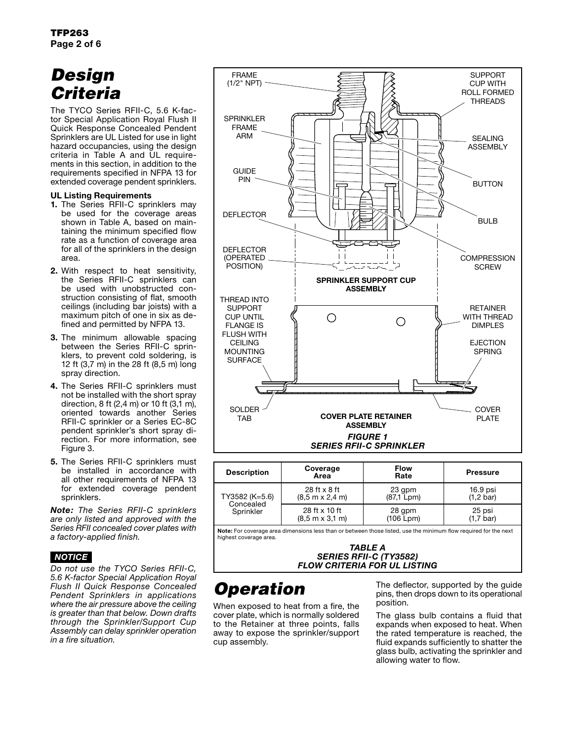# Design Criteria

The TYCO Series RFII-C, 5.6 K-factor Special Application Royal Flush II Quick Response Concealed Pendent Sprinklers are UL Listed for use in light hazard occupancies, using the design criteria in Table A and UL requirements in this section, in addition to the requirements specified in NFPA 13 for extended coverage pendent sprinklers.

**UL Listing Requirements**

1. The Series RFII-C sprinklers may be used for the coverage areas shown in Table A, based on maintaining the minimum specified flow rate as a function of coverage area for all of the sprinklers in the design area.
2. With respect to heat sensitivity, the Series RFII-C sprinklers can be used with unobstructed construction consisting of flat, smooth ceilings (including bar joists) with a maximum pitch of one in six as defined and permitted by NFPA 13.
3. The minimum allowable spacing between the Series RFII-C sprinklers, to prevent cold soldering, is 12 ft (3,7 m) in the 28 ft (8,5 m) long spray direction.
4. The Series RFII-C sprinklers must not be installed with the short spray direction, 8 ft (2,4 m) or 10 ft (3,1 m), oriented towards another Series RFII-C sprinkler or a Series EC-8C pendent sprinkler's short spray direction. For more information, see Figure 3.
5. The Series RFII-C sprinklers must be installed in accordance with all other requirements of NFPA 13 for extended coverage pendent sprinklers.

***Note:** The Series RFII-C sprinklers are only listed and approved with the Series RFII concealed cover plates with a factory-applied finish.*

***NOTICE***

*Do not use the TYCO Series RFII-C, 5.6 K-factor Special Application Royal Flush II Quick Response Concealed Pendent Sprinklers in applications where the air pressure above the ceiling is greater than that below. Down drafts through the Sprinkler/Support Cup Assembly can delay sprinkler operation in a fire situation.*

FRAME (1/2" NPT)
SPRINKLER FRAME ARM
GUIDE PIN
DEFLECTOR
DEFLECTOR (OPERATED POSITION)
SUPPORT CUP WITH ROLL FORMED THREADS
SEALING ASSEMBLY
BUTTON
BULB
COMPRESSION SCREW
**SPRINKLER SUPPORT CUP ASSEMBLY**
THREAD INTO SUPPORT CUP UNTIL FLANGE IS FLUSH WITH CEILING MOUNTING SURFACE
RETAINER WITH THREAD DIMPLES
EJECTION SPRING
SOLDER TAB
COVER PLATE
**COVER PLATE RETAINER ASSEMBLY**

***FIGURE 1***
***SERIES RFII-C SPRINKLER***

| Description | Coverage Area | Flow Rate | Pressure |
|---|---|---|---|
| TY3582 (K=5.6) Concealed Sprinkler | 28 ft x 8 ft (8,5 m x 2,4 m) | 23 gpm (87,1 Lpm) | 16.9 psi (1,2 bar) |
| | 28 ft x 10 ft (8,5 m x 3,1 m) | 28 gpm (106 Lpm) | 25 psi (1,7 bar) |

**Note:** For coverage area dimensions less than or between those listed, use the minimum flow required for the next highest coverage area.

***TABLE A***
***SERIES RFII-C (TY3582)***
***FLOW CRITERIA FOR UL LISTING***

# Operation

When exposed to heat from a fire, the cover plate, which is normally soldered to the Retainer at three points, falls away to expose the sprinkler/support cup assembly. The deflector, supported by the guide pins, then drops down to its operational position.

The glass bulb contains a fluid that expands when exposed to heat. When the rated temperature is reached, the fluid expands sufficiently to shatter the glass bulb, activating the sprinkler and allowing water to flow.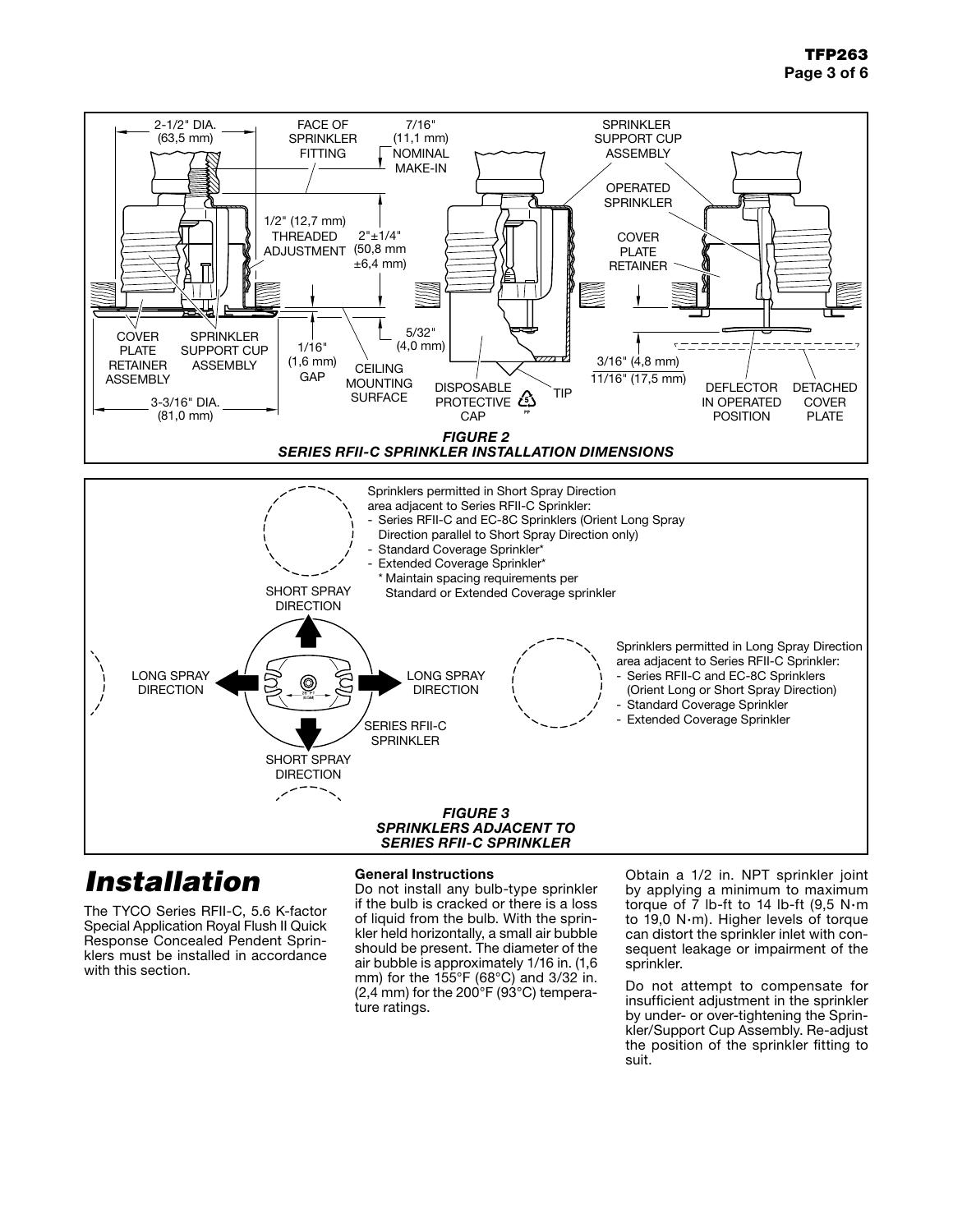*FIGURE 2*
*SERIES RFII-C SPRINKLER INSTALLATION DIMENSIONS*

*FIGURE 3*
*SPRINKLERS ADJACENT TO SERIES RFII-C SPRINKLER*

# Installation

The TYCO Series RFII-C, 5.6 K-factor Special Application Royal Flush II Quick Response Concealed Pendent Sprinklers must be installed in accordance with this section.

**General Instructions**

Do not install any bulb-type sprinkler if the bulb is cracked or there is a loss of liquid from the bulb. With the sprinkler held horizontally, a small air bubble should be present. The diameter of the air bubble is approximately 1/16 in. (1,6 mm) for the 155°F (68°C) and 3/32 in. (2,4 mm) for the 200°F (93°C) temperature ratings.

Obtain a 1/2 in. NPT sprinkler joint by applying a minimum to maximum torque of 7 lb-ft to 14 lb-ft (9,5 N·m to 19,0 N·m). Higher levels of torque can distort the sprinkler inlet with consequent leakage or impairment of the sprinkler.

Do not attempt to compensate for insufficient adjustment in the sprinkler by under- or over-tightening the Sprinkler/Support Cup Assembly. Re-adjust the position of the sprinkler fitting to suit.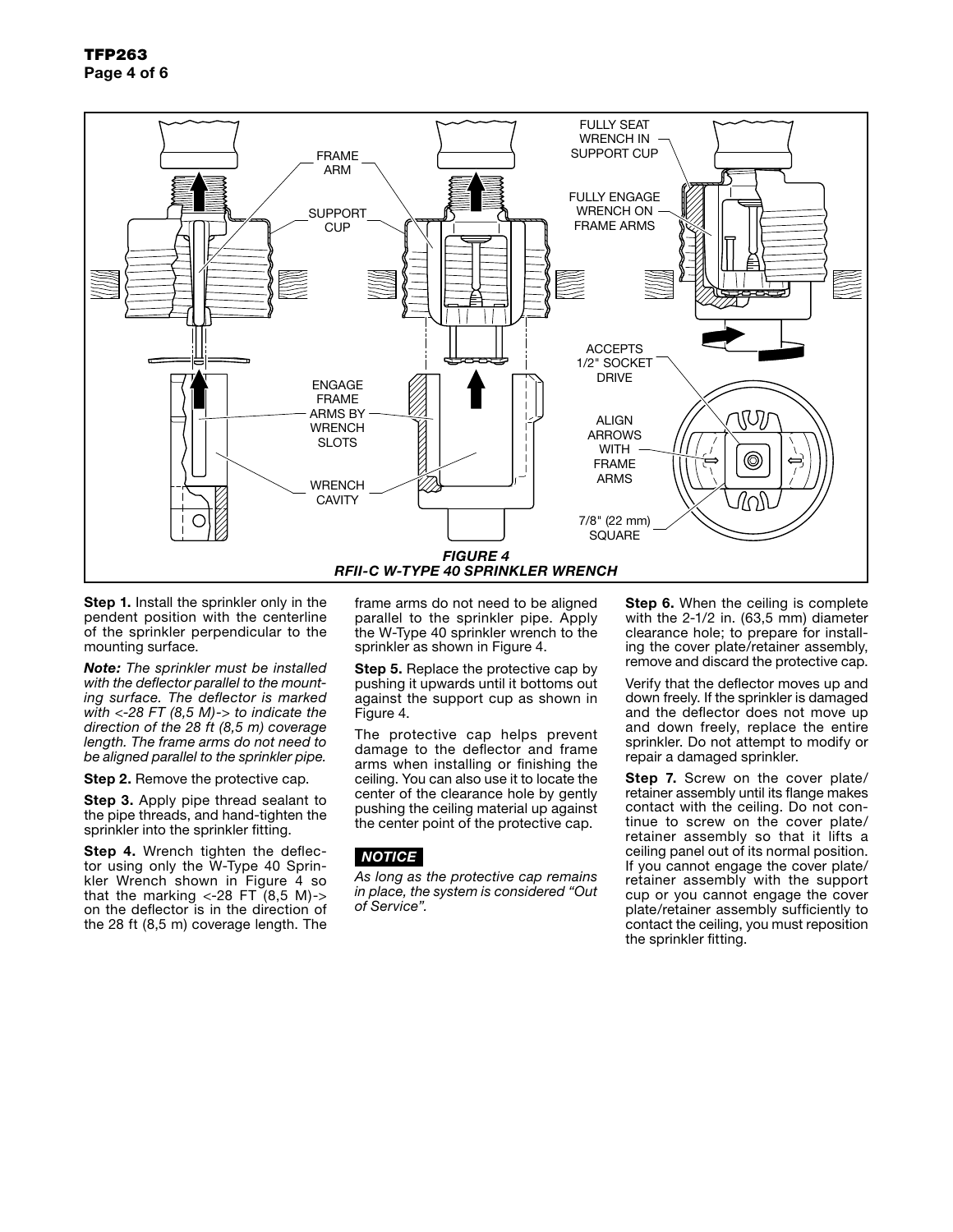FRAME ARM

SUPPORT CUP

ENGAGE FRAME ARMS BY WRENCH SLOTS

WRENCH CAVITY

FULLY SEAT WRENCH IN SUPPORT CUP

FULLY ENGAGE WRENCH ON FRAME ARMS

ACCEPTS 1/2" SOCKET DRIVE

ALIGN ARROWS WITH FRAME ARMS

7/8" (22 mm) SQUARE

***FIGURE 4***
***RFII-C W-TYPE 40 SPRINKLER WRENCH***

**Step 1.** Install the sprinkler only in the pendent position with the centerline of the sprinkler perpendicular to the mounting surface.

***Note:*** *The sprinkler must be installed with the deflector parallel to the mounting surface. The deflector is marked with <-28 FT (8,5 M)-> to indicate the direction of the 28 ft (8,5 m) coverage length. The frame arms do not need to be aligned parallel to the sprinkler pipe.*

**Step 2.** Remove the protective cap.

**Step 3.** Apply pipe thread sealant to the pipe threads, and hand-tighten the sprinkler into the sprinkler fitting.

**Step 4.** Wrench tighten the deflector using only the W-Type 40 Sprinkler Wrench shown in Figure 4 so that the marking <-28 FT (8,5 M)-> on the deflector is in the direction of the 28 ft (8,5 m) coverage length. The frame arms do not need to be aligned parallel to the sprinkler pipe. Apply the W-Type 40 sprinkler wrench to the sprinkler as shown in Figure 4.

**Step 5.** Replace the protective cap by pushing it upwards until it bottoms out against the support cup as shown in Figure 4.

The protective cap helps prevent damage to the deflector and frame arms when installing or finishing the ceiling. You can also use it to locate the center of the clearance hole by gently pushing the ceiling material up against the center point of the protective cap.

***NOTICE***

*As long as the protective cap remains in place, the system is considered "Out of Service".*

**Step 6.** When the ceiling is complete with the 2-1/2 in. (63,5 mm) diameter clearance hole; to prepare for installing the cover plate/retainer assembly, remove and discard the protective cap.

Verify that the deflector moves up and down freely. If the sprinkler is damaged and the deflector does not move up and down freely, replace the entire sprinkler. Do not attempt to modify or repair a damaged sprinkler.

**Step 7.** Screw on the cover plate/retainer assembly until its flange makes contact with the ceiling. Do not continue to screw on the cover plate/retainer assembly so that it lifts a ceiling panel out of its normal position. If you cannot engage the cover plate/retainer assembly with the support cup or you cannot engage the cover plate/retainer assembly sufficiently to contact the ceiling, you must reposition the sprinkler fitting.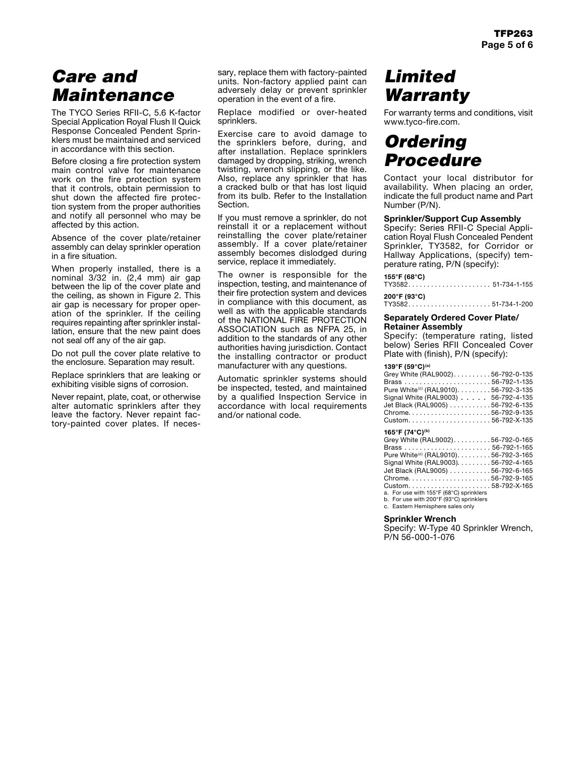# Care and Maintenance

The TYCO Series RFII-C, 5.6 K-factor Special Application Royal Flush II Quick Response Concealed Pendent Sprinklers must be maintained and serviced in accordance with this section.

Before closing a fire protection system main control valve for maintenance work on the fire protection system that it controls, obtain permission to shut down the affected fire protection system from the proper authorities and notify all personnel who may be affected by this action.

Absence of the cover plate/retainer assembly can delay sprinkler operation in a fire situation.

When properly installed, there is a nominal 3/32 in. (2,4 mm) air gap between the lip of the cover plate and the ceiling, as shown in Figure 2. This air gap is necessary for proper operation of the sprinkler. If the ceiling requires repainting after sprinkler installation, ensure that the new paint does not seal off any of the air gap.

Do not pull the cover plate relative to the enclosure. Separation may result.

Replace sprinklers that are leaking or exhibiting visible signs of corrosion.

Never repaint, plate, coat, or otherwise alter automatic sprinklers after they leave the factory. Never repaint factory-painted cover plates. If necessary, replace them with factory-painted units. Non-factory applied paint can adversely delay or prevent sprinkler operation in the event of a fire.

Replace modified or over-heated sprinklers.

Exercise care to avoid damage to the sprinklers before, during, and after installation. Replace sprinklers damaged by dropping, striking, wrench twisting, wrench slipping, or the like. Also, replace any sprinkler that has a cracked bulb or that has lost liquid from its bulb. Refer to the Installation Section.

If you must remove a sprinkler, do not reinstall it or a replacement without reinstalling the cover plate/retainer assembly. If a cover plate/retainer assembly becomes dislodged during service, replace it immediately.

The owner is responsible for the inspection, testing, and maintenance of their fire protection system and devices in compliance with this document, as well as with the applicable standards of the NATIONAL FIRE PROTECTION ASSOCIATION such as NFPA 25, in addition to the standards of any other authorities having jurisdiction. Contact the installing contractor or product manufacturer with any questions.

Automatic sprinkler systems should be inspected, tested, and maintained by a qualified Inspection Service in accordance with local requirements and/or national code.

# Limited Warranty

For warranty terms and conditions, visit www.tyco-fire.com.

# Ordering Procedure

Contact your local distributor for availability. When placing an order, indicate the full product name and Part Number (P/N).

**Sprinkler/Support Cup Assembly**

Specify: Series RFII-C Special Application Royal Flush Concealed Pendent Sprinkler, TY3582, for Corridor or Hallway Applications, (specify) temperature rating, P/N (specify):

**155°F (68°C)**
TY3582 . . . . . . . . . . . . . . . . 51-734-1-155

**200°F (93°C)**
TY3582 . . . . . . . . . . . . . . . . 51-734-1-200

**Separately Ordered Cover Plate/ Retainer Assembly**

Specify: (temperature rating, listed below) Series RFII Concealed Cover Plate with (finish), P/N (specify):

**139°F (59°C)[a]**
Grey White (RAL9002) . . . . . . . . 56-792-0-135
Brass . . . . . . . . . . . . . . . . 56-792-1-135
Pure White[c] (RAL9010) . . . . . . . 56-792-3-135
Signal White (RAL9003) . . . . . . . 56-792-4-135
Jet Black (RAL9005) . . . . . . . . 56-792-6-135
Chrome . . . . . . . . . . . . . . . 56-792-9-135
Custom . . . . . . . . . . . . . . . 56-792-X-135

**165°F (74°C)[b]**
Grey White (RAL9002) . . . . . . . . 56-792-0-165
Brass . . . . . . . . . . . . . . . . 56-792-1-165
Pure White[c] (RAL9010) . . . . . . . 56-792-3-165
Signal White (RAL9003) . . . . . . . 56-792-4-165
Jet Black (RAL9005) . . . . . . . . 56-792-6-165
Chrome . . . . . . . . . . . . . . . 56-792-9-165
Custom . . . . . . . . . . . . . . . 58-792-X-165

a. For use with 155°F (68°C) sprinklers
b. For use with 200°F (93°C) sprinklers
c. Eastern Hemisphere sales only

**Sprinkler Wrench**

Specify: W-Type 40 Sprinkler Wrench, P/N 56-000-1-076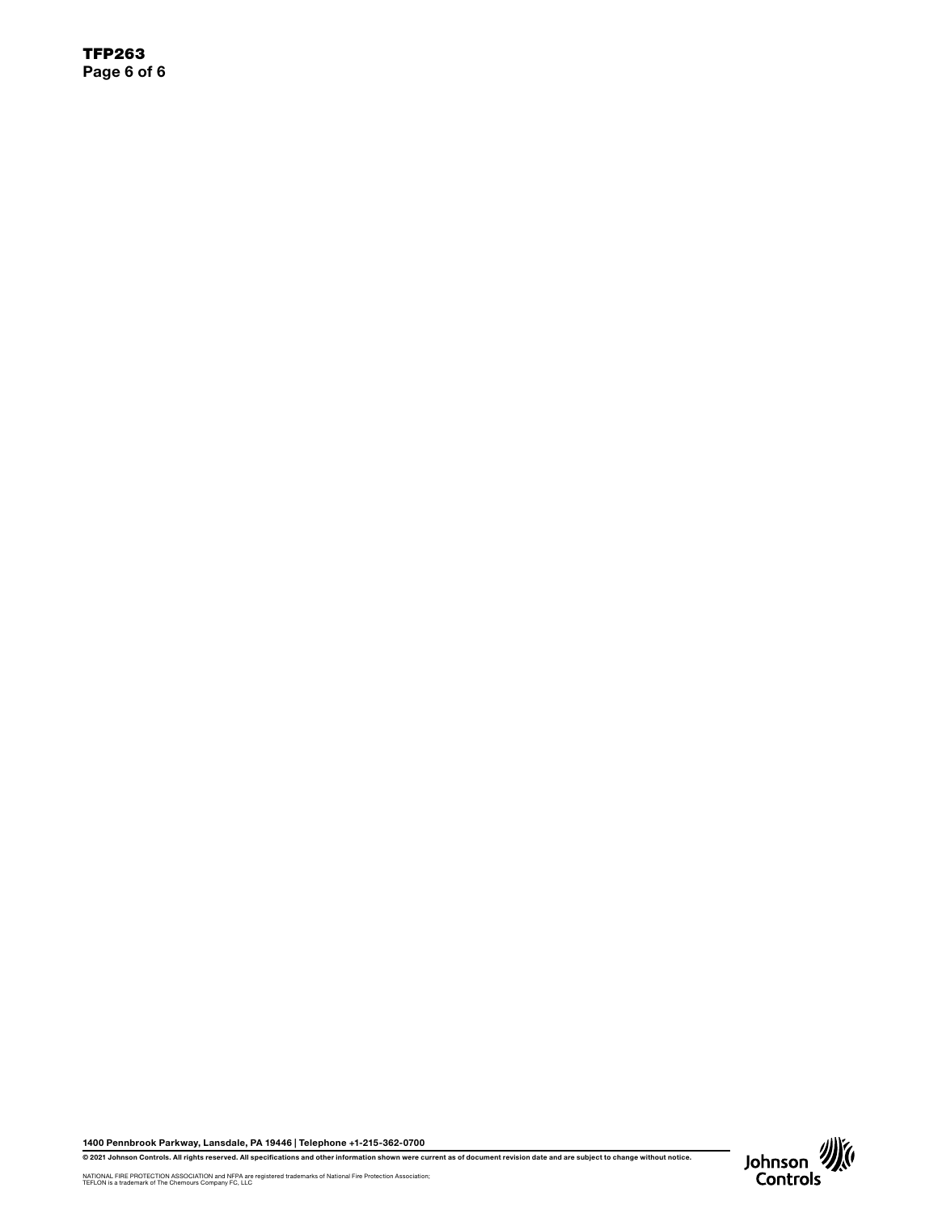1400 Pennbrook Parkway, Lansdale, PA 19446 | Telephone +1-215-362-0700

© 2021 Johnson Controls. All rights reserved. All specifications and other information shown were current as of document revision date and are subject to change without notice.

NATIONAL FIRE PROTECTION ASSOCIATION and NFPA are registered trademarks of National Fire Protection Association;
TEFLON is a trademark of The Chemours Company FC, LLC